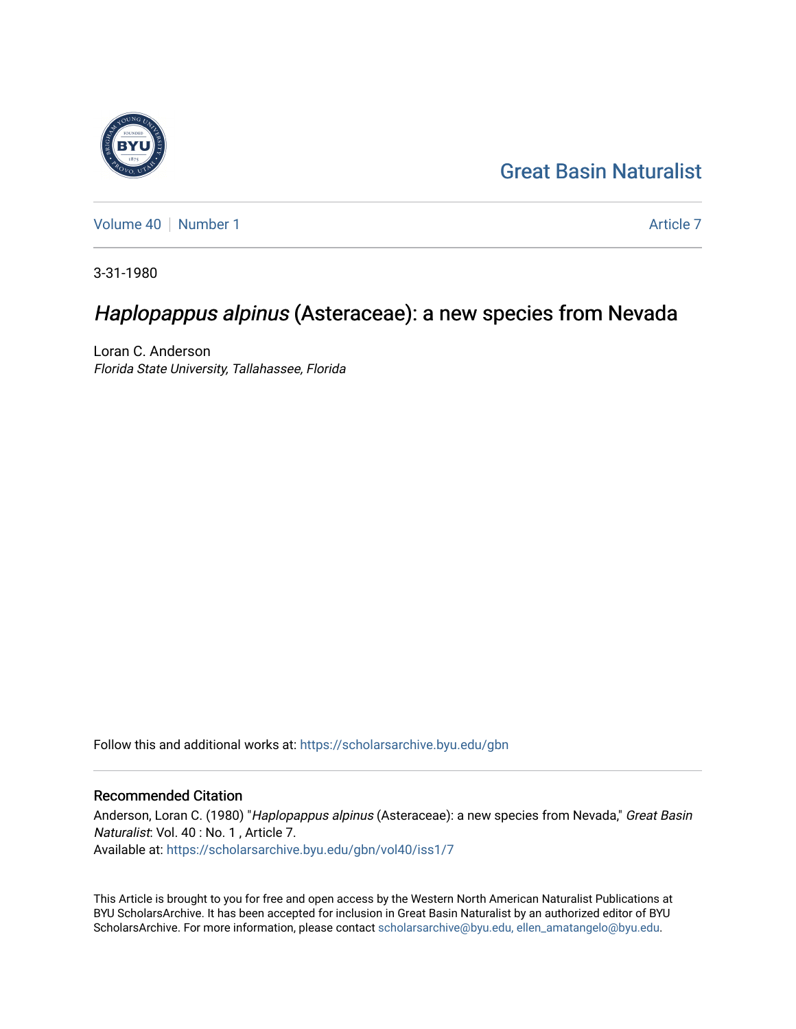Great Basin Naturalist

Volume 40 | Number 1 — Article 7

3-31-1980

# *Haplopappus alpinus* (Asteraceae): a new species from Nevada

Loran C. Anderson
*Florida State University, Tallahassee, Florida*

Follow this and additional works at: https://scholarsarchive.byu.edu/gbn

## Recommended Citation

Anderson, Loran C. (1980) "*Haplopappus alpinus* (Asteraceae): a new species from Nevada," *Great Basin Naturalist*: Vol. 40 : No. 1 , Article 7.
Available at: https://scholarsarchive.byu.edu/gbn/vol40/iss1/7

This Article is brought to you for free and open access by the Western North American Naturalist Publications at BYU ScholarsArchive. It has been accepted for inclusion in Great Basin Naturalist by an authorized editor of BYU ScholarsArchive. For more information, please contact scholarsarchive@byu.edu, ellen_amatangelo@byu.edu.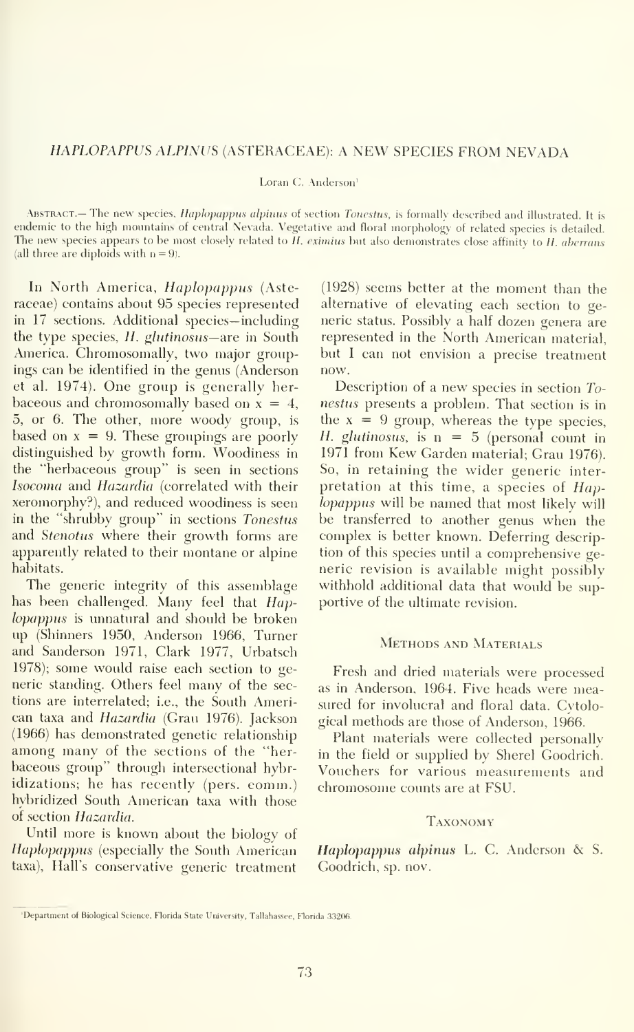# *HAPLOPAPPUS ALPINUS* (ASTERACEAE): A NEW SPECIES FROM NEVADA

Loran C. Anderson[1]

ABSTRACT.— The new species, *Haplopappus alpinus* of section *Tonestus*, is formally described and illustrated. It is endemic to the high mountains of central Nevada. Vegetative and floral morphology of related species is detailed. The new species appears to be most closely related to *H. eximius* but also demonstrates close affinity to *H. aberrans* (all three are diploids with $n = 9$).

In North America, *Haplopappus* (Asteraceae) contains about 95 species represented in 17 sections. Additional species—including the type species, *H. glutinosus*—are in South America. Chromosomally, two major groupings can be identified in the genus (Anderson et al. 1974). One group is generally herbaceous and chromosomally based on $x = 4$, 5, or 6. The other, more woody group, is based on $x = 9$. These groupings are poorly distinguished by growth form. Woodiness in the "herbaceous group" is seen in sections *Isocoma* and *Hazardia* (correlated with their xeromorphy?), and reduced woodiness is seen in the "shrubby group" in sections *Tonestus* and *Stenotus* where their growth forms are apparently related to their montane or alpine habitats.

The generic integrity of this assemblage has been challenged. Many feel that *Haplopappus* is unnatural and should be broken up (Shinners 1950, Anderson 1966, Turner and Sanderson 1971, Clark 1977, Urbatsch 1978); some would raise each section to generic standing. Others feel many of the sections are interrelated; i.e., the South American taxa and *Hazardia* (Grau 1976). Jackson (1966) has demonstrated genetic relationship among many of the sections of the "herbaceous group" through intersectional hybridizations; he has recently (pers. comm.) hybridized South American taxa with those of section *Hazardia*.

Until more is known about the biology of *Haplopappus* (especially the South American taxa), Hall's conservative generic treatment (1928) seems better at the moment than the alternative of elevating each section to generic status. Possibly a half dozen genera are represented in the North American material, but I can not envision a precise treatment now.

Description of a new species in section *Tonestus* presents a problem. That section is in the $x = 9$ group, whereas the type species, *H. glutinosus*, is $n = 5$ (personal count in 1971 from Kew Garden material; Grau 1976). So, in retaining the wider generic interpretation at this time, a species of *Haplopappus* will be named that most likely will be transferred to another genus when the complex is better known. Deferring description of this species until a comprehensive generic revision is available might possibly withhold additional data that would be supportive of the ultimate revision.

## METHODS AND MATERIALS

Fresh and dried materials were processed as in Anderson, 1964. Five heads were measured for involucral and floral data. Cytological methods are those of Anderson, 1966.

Plant materials were collected personally in the field or supplied by Sherel Goodrich. Vouchers for various measurements and chromosome counts are at FSU.

## TAXONOMY

***Haplopappus alpinus*** L. C. Anderson & S. Goodrich, sp. nov.

[1] Department of Biological Science, Florida State University, Tallahassee, Florida 33206.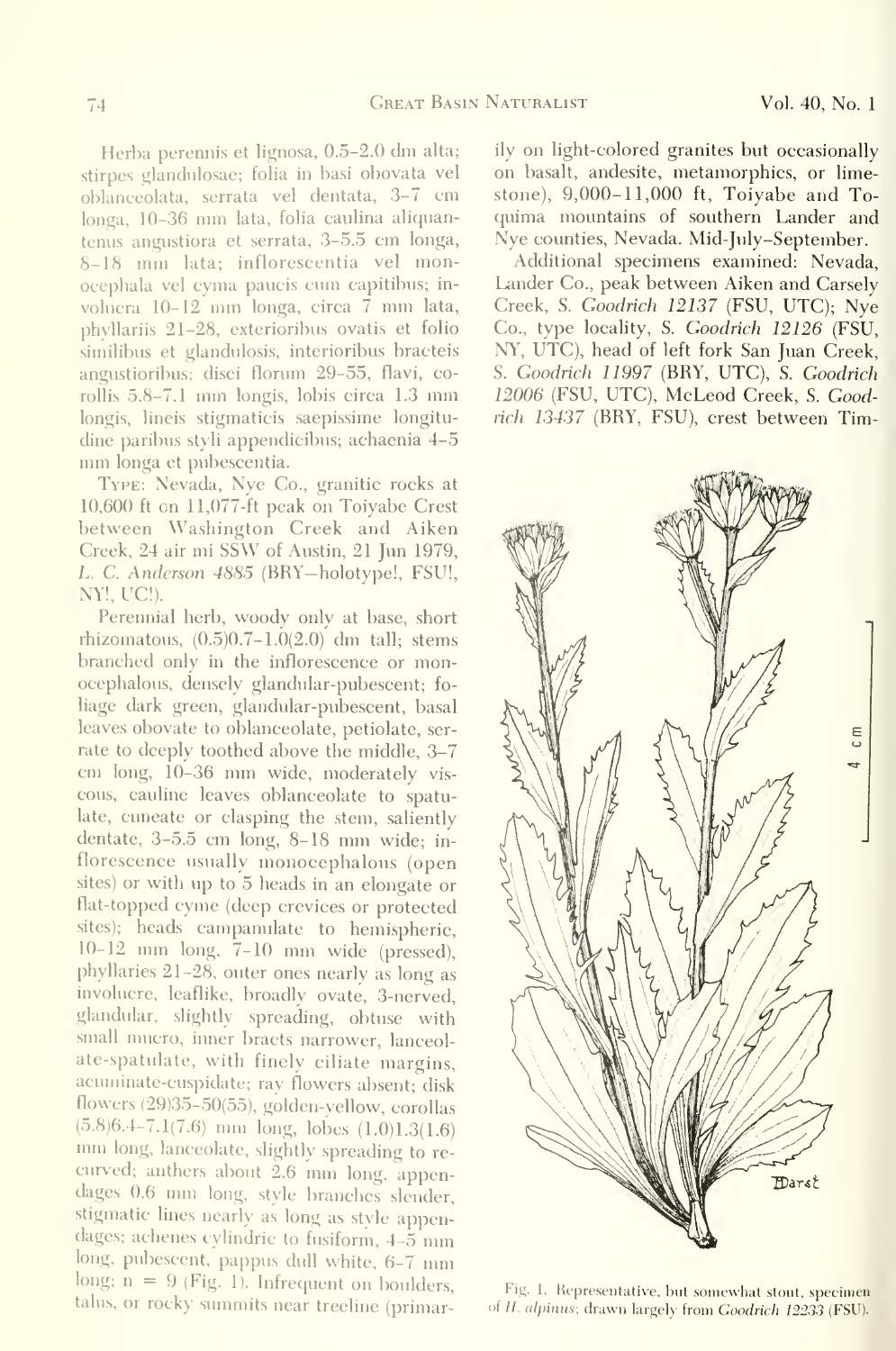Herba perennis et lignosa, 0.5–2.0 dm alta; stirpes glandulosae; folia in basi obovata vel oblanceolata, serrata vel dentata, 3–7 cm longa, 10–36 mm lata, folia caulina aliquantenus angustiora et serrata, 3–5.5 cm longa, 8–18 mm lata; inflorescentia vel monocephala vel cyma paucis cum capitibus; involucra 10–12 mm longa, circa 7 mm lata, phyllariis 21–28, exterioribus ovatis et folio similibus et glandulosis, interioribus bracteis angustioribus; disci florum 29–55, flavi, corollis 5.8–7.1 mm longis, lobis circa 1.3 mm longis, lineis stigmaticis saepissime longitudine paribus styli appendicibus; achaenia 4–5 mm longa et pubescentia.

Type: Nevada, Nye Co., granitic rocks at 10,600 ft on 11,077-ft peak on Toiyabe Crest between Washington Creek and Aiken Creek, 24 air mi SSW of Austin, 21 Jun 1979, *L. C. Anderson 4885* (BRY—holotype!, FSU!, NY!, UC!).

Perennial herb, woody only at base, short rhizomatous, (0.5)0.7–1.0(2.0) dm tall; stems branched only in the inflorescence or monocephalous, densely glandular-pubescent; foliage dark green, glandular-pubescent, basal leaves obovate to oblanceolate, petiolate, serrate to deeply toothed above the middle, 3–7 cm long, 10–36 mm wide, moderately viscous, cauline leaves oblanceolate to spatulate, cuneate or clasping the stem, saliently dentate, 3–5.5 cm long, 8–18 mm wide; inflorescence usually monocephalous (open sites) or with up to 5 heads in an elongate or flat-topped cyme (deep crevices or protected sites); heads campanulate to hemispheric, 10–12 mm long, 7–10 mm wide (pressed), phyllaries 21–28, outer ones nearly as long as involucre, leaflike, broadly ovate, 3-nerved, glandular, slightly spreading, obtuse with small mucro, inner bracts narrower, lanceolate-spatulate, with finely ciliate margins, acuminate-cuspidate; ray flowers absent; disk flowers (29)35–50(55), golden-yellow, corollas (5.8)6.4–7.1(7.6) mm long, lobes (1.0)1.3(1.6) mm long, lanceolate, slightly spreading to recurved; anthers about 2.6 mm long, appendages 0.6 mm long, style branches slender, stigmatic lines nearly as long as style appendages; achenes cylindric to fusiform, 4–5 mm long, pubescent, pappus dull white, 6–7 mm long; $n = 9$ (Fig. 1). Infrequent on boulders, talus, or rocky summits near treeline (primarily on light-colored granites but occasionally on basalt, andesite, metamorphics, or limestone), 9,000–11,000 ft, Toiyabe and Toquima mountains of southern Lander and Nye counties, Nevada. Mid-July–September.

Additional specimens examined: Nevada, Lander Co., peak between Aiken and Carsely Creek, *S. Goodrich 12137* (FSU, UTC); Nye Co., type locality, *S. Goodrich 12126* (FSU, NY, UTC), head of left fork San Juan Creek, *S. Goodrich 11997* (BRY, UTC), *S. Goodrich 12006* (FSU, UTC), McLeod Creek, *S. Goodrich 13437* (BRY, FSU), crest between Tim-

Fig. 1. Representative, but somewhat stout, specimen of *H. alpinus*; drawn largely from *Goodrich 12233* (FSU).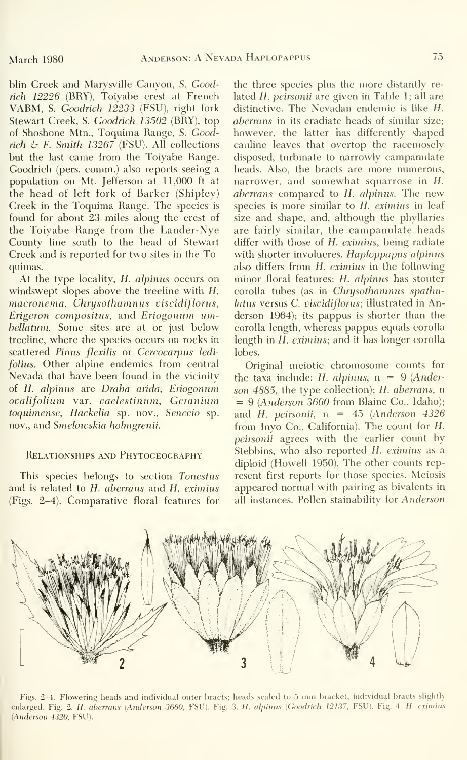blin Creek and Marysville Canyon, *S. Goodrich 12226* (BRY), Toiyabe crest at French VABM, *S. Goodrich 12233* (FSU), right fork Stewart Creek, *S. Goodrich 13502* (BRY), top of Shoshone Mtn., Toquima Range, *S. Goodrich & F. Smith 13267* (FSU). All collections but the last came from the Toiyabe Range. Goodrich (pers. comm.) also reports seeing a population on Mt. Jefferson at 11,000 ft at the head of left fork of Barker (Shipley) Creek in the Toquima Range. The species is found for about 23 miles along the crest of the Toiyabe Range from the Lander-Nye County line south to the head of Stewart Creek and is reported for two sites in the Toquimas.

At the type locality, *H. alpinus* occurs on windswept slopes above the treeline with *H. macronema*, *Chrysothamnus viscidiflorus*, *Erigeron compositus*, and *Eriogonum umbellatum*. Some sites are at or just below treeline, where the species occurs on rocks in scattered *Pinus flexilis* or *Cercocarpus ledifolius*. Other alpine endemics from central Nevada that have been found in the vicinity of *H. alpinus* are *Draba arida*, *Eriogonum ovalifolium* var. *caelestinum*, *Geranium toquimense*, *Hackelia* sp. nov., *Senecio* sp. nov., and *Smelowskia holmgrenii*.

## Relationships and Phytogeography

This species belongs to section *Tonestus* and is related to *H. aberrans* and *H. eximius* (Figs. 2–4). Comparative floral features for the three species plus the more distantly related *H. peirsonii* are given in Table 1; all are distinctive. The Nevadan endemic is like *H. aberrans* in its eradiate heads of similar size; however, the latter has differently shaped cauline leaves that overtop the racemosely disposed, turbinate to narrowly campanulate heads. Also, the bracts are more numerous, narrower, and somewhat squarrose in *H. aberrans* compared to *H. alpinus*. The new species is more similar to *H. eximius* in leaf size and shape, and, although the phyllaries are fairly similar, the campanulate heads differ with those of *H. eximius*, being radiate with shorter involucres. *Haploppapus alpinus* also differs from *H. eximius* in the following minor floral features: *H. alpinus* has stouter corolla tubes (as in *Chrysothamnus spathulatus* versus *C. viscidiflorus*; illustrated in Anderson 1964); its pappus is shorter than the corolla length, whereas pappus equals corolla length in *H. eximius*; and it has longer corolla lobes.

Original meiotic chromosome counts for the taxa include: *H. alpinus*, n = 9 (*Anderson 4885*, the type collection); *H. aberrans*, n = 9 (*Anderson 3660* from Blaine Co., Idaho); and *H. peirsonii*, n = 45 (*Anderson 4326* from Inyo Co., California). The count for *H. peirsonii* agrees with the earlier count by Stebbins, who also reported *H. eximius* as a diploid (Howell 1950). The other counts represent first reports for those species. Meiosis appeared normal with pairing as bivalents in all instances. Pollen stainability for *Anderson*

Figs. 2–4. Flowering heads and individual outer bracts; heads scaled to 5 mm bracket, individual bracts slightly enlarged. Fig. 2. *H. aberrans* (*Anderson 3660*, FSU). Fig. 3. *H. alpinus* (*Goodrich 12137*, FSU). Fig. 4. *H. eximius* (*Anderson 4320*, FSU).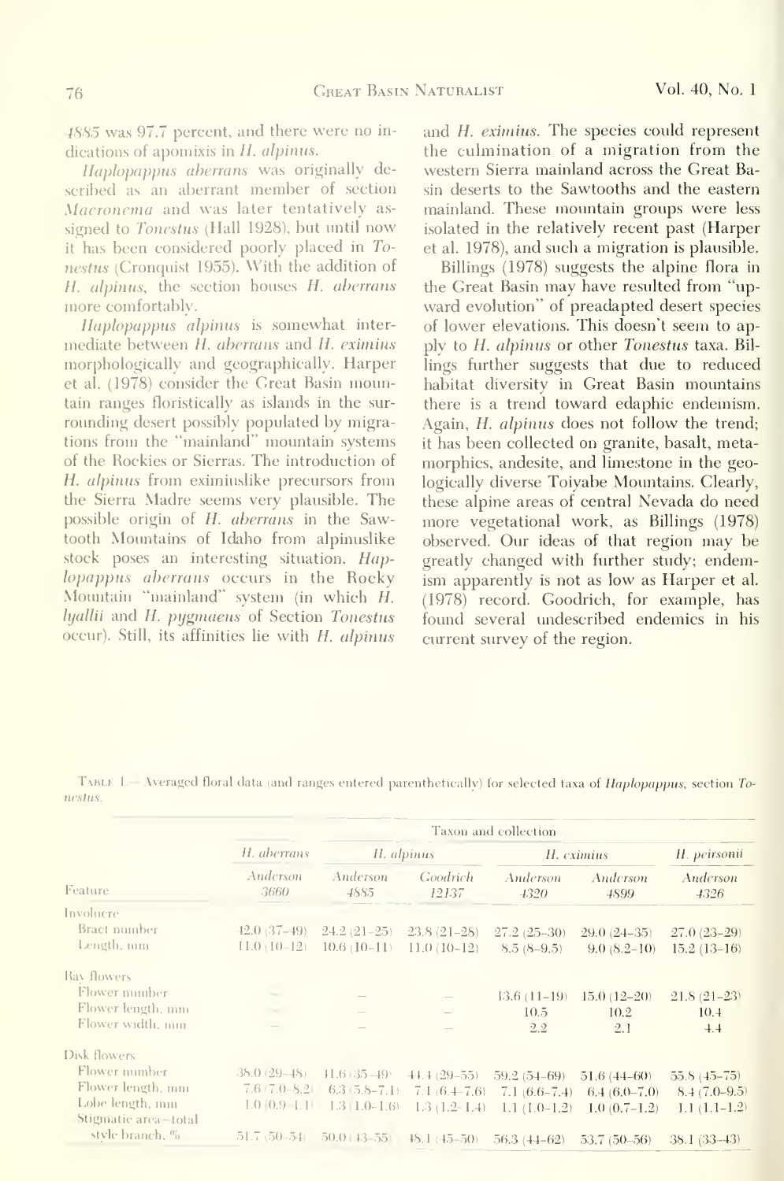4885 was 97.7 percent, and there were no indications of apomixis in *H. alpinus*.

*Haplopappus aberrans* was originally described as an aberrant member of section *Macronema* and was later tentatively assigned to *Tonestus* (Hall 1928), but until now it has been considered poorly placed in *Tonestus* (Cronquist 1955). With the addition of *H. alpinus*, the section houses *H. aberrans* more comfortably.

*Haplopappus alpinus* is somewhat intermediate between *H. aberrans* and *H. eximius* morphologically and geographically. Harper et al. (1978) consider the Great Basin mountain ranges floristically as islands in the surrounding desert possibly populated by migrations from the "mainland" mountain systems of the Rockies or Sierras. The introduction of *H. alpinus* from eximiuslike precursors from the Sierra Madre seems very plausible. The possible origin of *H. aberrans* in the Sawtooth Mountains of Idaho from alpinuslike stock poses an interesting situation. *Haplopappus aberrans* occurs in the Rocky Mountain "mainland" system (in which *H. lyallii* and *H. pygmaeus* of Section *Tonestus* occur). Still, its affinities lie with *H. alpinus* and *H. eximius*. The species could represent the culmination of a migration from the western Sierra mainland across the Great Basin deserts to the Sawtooths and the eastern mainland. These mountain groups were less isolated in the relatively recent past (Harper et al. 1978), and such a migration is plausible.

Billings (1978) suggests the alpine flora in the Great Basin may have resulted from "upward evolution" of preadapted desert species of lower elevations. This doesn't seem to apply to *H. alpinus* or other *Tonestus* taxa. Billings further suggests that due to reduced habitat diversity in Great Basin mountains there is a trend toward edaphic endemism. Again, *H. alpinus* does not follow the trend; it has been collected on granite, basalt, metamorphics, andesite, and limestone in the geologically diverse Toiyabe Mountains. Clearly, these alpine areas of central Nevada do need more vegetational work, as Billings (1978) observed. Our ideas of that region may be greatly changed with further study; endemism apparently is not as low as Harper et al. (1978) record. Goodrich, for example, has found several undescribed endemics in his current survey of the region.

Table 1.— Averaged floral data (and ranges entered parenthetically) for selected taxa of *Haplopappus*, section *Tonestus*.

| | Taxon and collection | | | | | |
|---|---|---|---|---|---|---|
| | *H. aberrans* | *H. alpinus* | | *H. eximius* | | *H. peirsonii* |
| Feature | Anderson 3660 | Anderson 4885 | Goodrich 12137 | Anderson 4320 | Anderson 4899 | Anderson 4326 |
| Involucre | | | | | | |
| Bract number | 42.0 (37–49) | 24.2 (21–25) | 23.8 (21–28) | 27.2 (25–30) | 29.0 (24–35) | 27.0 (23–29) |
| Length, mm | 11.0 (10–12) | 10.6 (10–11) | 11.0 (10–12) | 8.5 (8–9.5) | 9.0 (8.2–10) | 15.2 (13–16) |
| Ray flowers | | | | | | |
| Flower number | — | — | — | 13.6 (11–19) | 15.0 (12–20) | 21.8 (21–23) |
| Flower length, mm | — | — | — | 10.5 | 10.2 | 10.4 |
| Flower width, mm | — | — | — | 2.2 | 2.1 | 4.4 |
| Disk flowers | | | | | | |
| Flower number | 38.0 (29–48) | 41.6 (35–49) | 44.4 (29–55) | 59.2 (54–69) | 51.6 (44–60) | 55.8 (45–75) |
| Flower length, mm | 7.6 (7.0–8.2) | 6.3 (5.8–7.1) | 7.1 (6.4–7.6) | 7.1 (6.6–7.4) | 6.4 (6.0–7.0) | 8.4 (7.0–9.5) |
| Lobe length, mm | 1.0 (0.9–1.1) | 1.3 (1.0–1.6) | 1.3 (1.2–1.4) | 1.1 (1.0–1.2) | 1.0 (0.7–1.2) | 1.1 (1.1–1.2) |
| Stigmatic area–total style branch, % | 51.7 (50–54) | 50.0 (43–55) | 48.1 (45–50) | 56.3 (44–62) | 53.7 (50–56) | 38.1 (33–43) |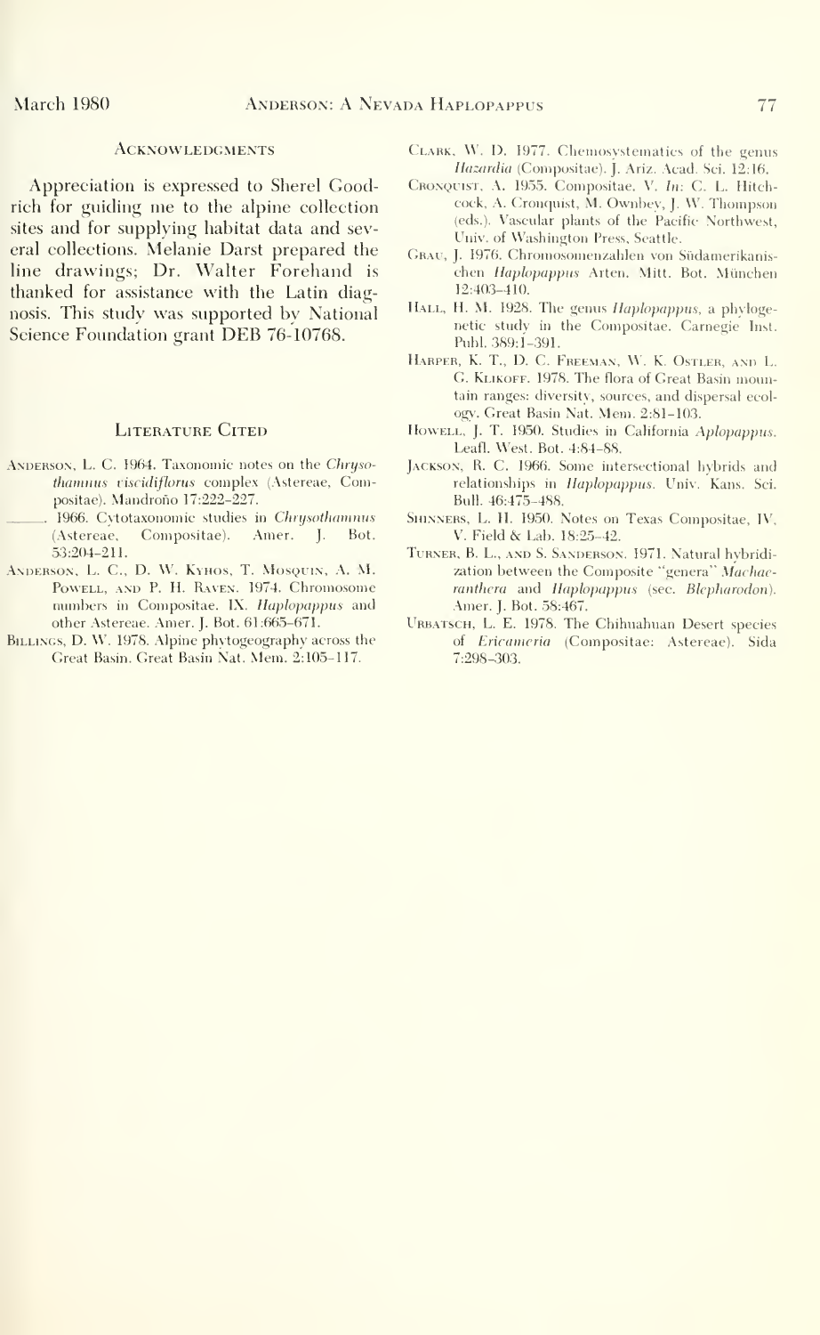## Acknowledgments

Appreciation is expressed to Sherel Goodrich for guiding me to the alpine collection sites and for supplying habitat data and several collections. Melanie Darst prepared the line drawings; Dr. Walter Forehand is thanked for assistance with the Latin diagnosis. This study was supported by National Science Foundation grant DEB 76-10768.

## Literature Cited

Anderson, L. C. 1964. Taxonomic notes on the *Chrysothamnus viscidiflorus* complex (Astereae, Compositae). Madroño 17:222–227.

———. 1966. Cytotaxonomic studies in *Chrysothamnus* (Astereae, Compositae). Amer. J. Bot. 53:204–211.

Anderson, L. C., D. W. Kyhos, T. Mosquin, A. M. Powell, and P. H. Raven. 1974. Chromosome numbers in Compositae. IX. *Haplopappus* and other Astereae. Amer. J. Bot. 61:665–671.

Billings, D. W. 1978. Alpine phytogeography across the Great Basin. Great Basin Nat. Mem. 2:105–117.

Clark, W. D. 1977. Chemosystematics of the genus *Hazardia* (Compositae). J. Ariz. Acad. Sci. 12:16.

Cronquist, A. 1955. Compositae. V. *In*: C. L. Hitchcock, A. Cronquist, M. Ownbey, J. W. Thompson (eds.). Vascular plants of the Pacific Northwest, Univ. of Washington Press, Seattle.

Grau, J. 1976. Chromosomenzahlen von Südamerikanischen *Haplopappus* Arten. Mitt. Bot. München 12:403–410.

Hall, H. M. 1928. The genus *Haplopappus*, a phylogenetic study in the Compositae. Carnegie Inst. Publ. 389:1–391.

Harper, K. T., D. C. Freeman, W. K. Ostler, and L. G. Klikoff. 1978. The flora of Great Basin mountain ranges: diversity, sources, and dispersal ecology. Great Basin Nat. Mem. 2:81–103.

Howell, J. T. 1950. Studies in California *Aplopappus*. Leafl. West. Bot. 4:84–88.

Jackson, R. C. 1966. Some intersectional hybrids and relationships in *Haplopappus*. Univ. Kans. Sci. Bull. 46:475–488.

Shinners, L. H. 1950. Notes on Texas Compositae, IV. V. Field & Lab. 18:25–42.

Turner, B. L., and S. Sanderson. 1971. Natural hybridization between the Composite "genera" *Machaeranthera* and *Haplopappus* (sec. *Blepharodon*). Amer. J. Bot. 58:467.

Urbatsch, L. E. 1978. The Chihuahuan Desert species of *Ericameria* (Compositae: Astereae). Sida 7:298–303.